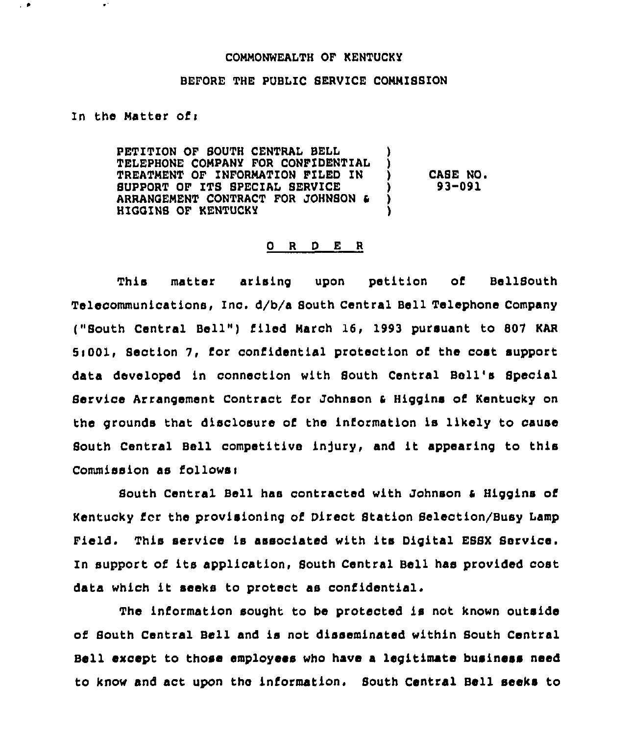COMMONWEALTH OF KENTUCKY

BEFORE THE PUBLIC SERVICE COMMISSION

In the Matter of:

| | | |
|---|---|---|
| PETITION OF SOUTH CENTRAL BELL TELEPHONE COMPANY FOR CONFIDENTIAL TREATMENT OF INFORMATION FILED IN SUPPORT OF ITS SPECIAL SERVICE ARRANGEMENT CONTRACT FOR JOHNSON & HIGGINS OF KENTUCKY | ) | CASE NO. 93-091 |

## O R D E R

This matter arising upon petition of BellSouth Telecommunications, Inc. d/b/a South Central Bell Telephone Company ("South Central Bell") filed March 16, 1993 pursuant to 807 KAR 5:001, Section 7, for confidential protection of the cost support data developed in connection with South Central Bell's Special Service Arrangement Contract for Johnson & Higgins of Kentucky on the grounds that disclosure of the information is likely to cause South Central Bell competitive injury, and it appearing to this Commission as follows:

South Central Bell has contracted with Johnson & Higgins of Kentucky for the provisioning of Direct Station Selection/Busy Lamp Field. This service is associated with its Digital ESSX Service. In support of its application, South Central Bell has provided cost data which it seeks to protect as confidential.

The information sought to be protected is not known outside of South Central Bell and is not disseminated within South Central Bell except to those employees who have a legitimate business need to know and act upon the information. South Central Bell seeks to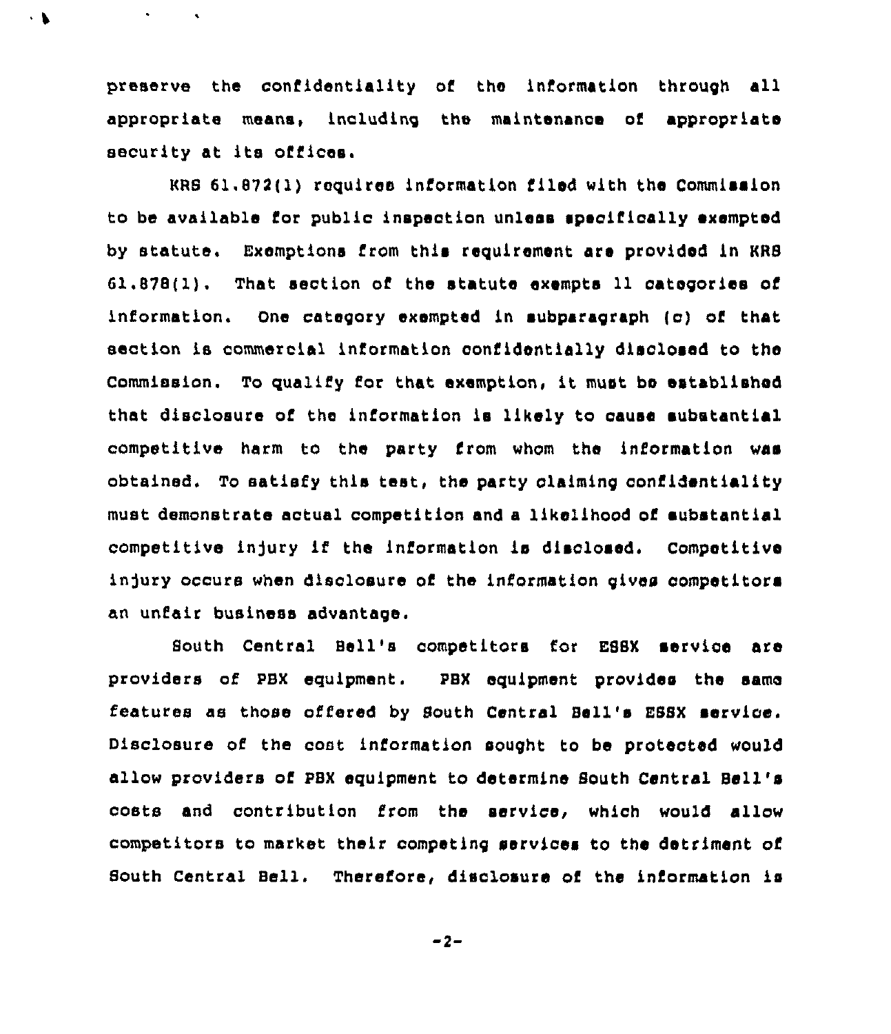preserve the confidentiality of the information through all appropriate means, including the maintenance of appropriate security at its offices.

KRS 61.872(1) requires information filed with the Commission to be available for public inspection unless specifically exempted by statute. Exemptions from this requirement are provided in KRS 61.878(1). That section of the statute exempts 11 categories of information. One category exempted in subparagraph (c) of that section is commercial information confidentially disclosed to the Commission. To qualify for that exemption, it must be established that disclosure of the information is likely to cause substantial competitive harm to the party from whom the information was obtained. To satisfy this test, the party claiming confidentiality must demonstrate actual competition and a likelihood of substantial competitive injury if the information is disclosed. Competitive injury occurs when disclosure of the information gives competitors an unfair business advantage.

South Central Bell's competitors for ESSX service are providers of PBX equipment. PBX equipment provides the same features as those offered by South Central Bell's ESSX service. Disclosure of the cost information sought to be protected would allow providers of PBX equipment to determine South Central Bell's costs and contribution from the service, which would allow competitors to market their competing services to the detriment of South Central Bell. Therefore, disclosure of the information is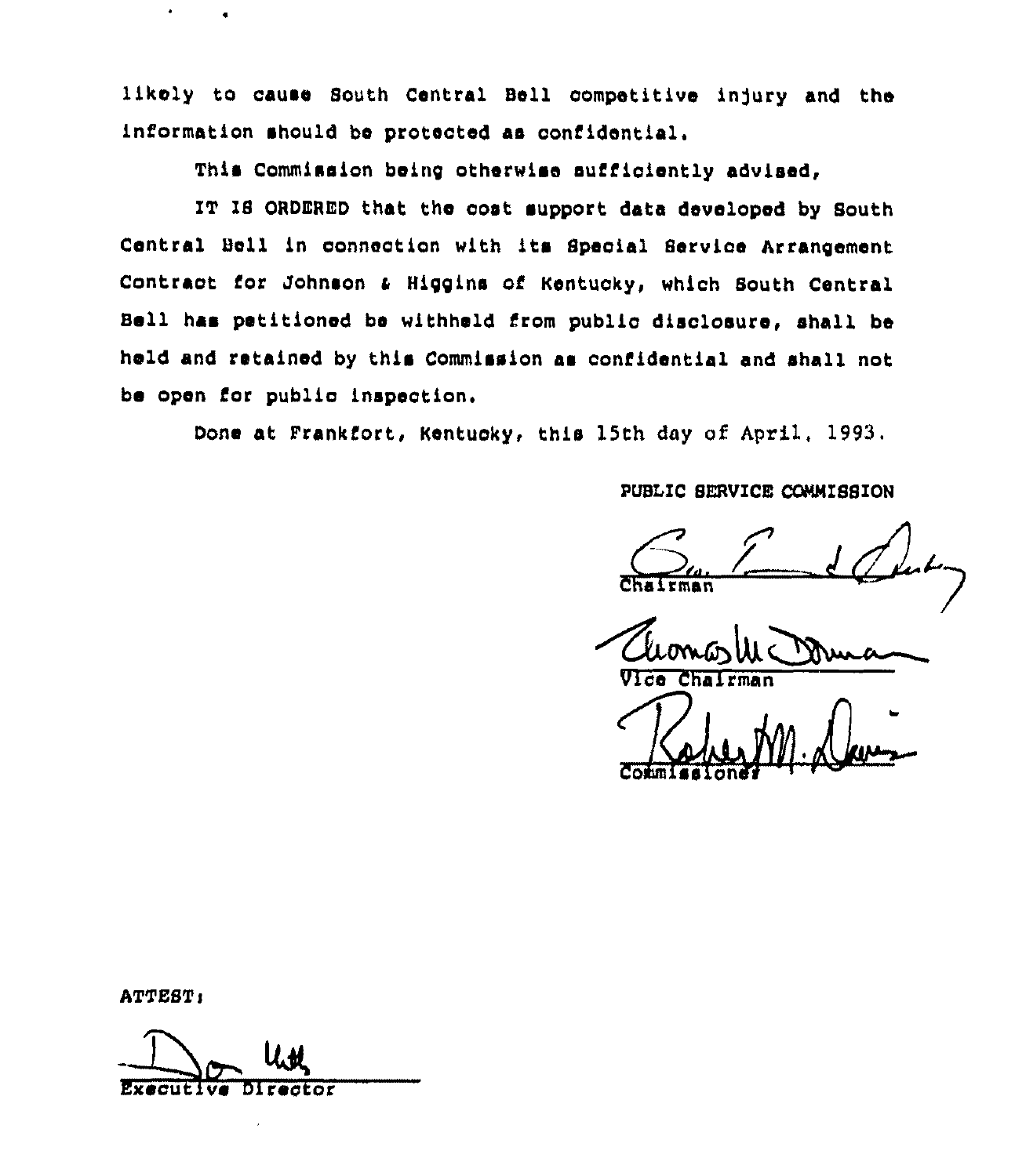likely to cause South Central Bell competitive injury and the information should be protected as confidential.

This Commission being otherwise sufficiently advised,

IT IS ORDERED that the cost support data developed by South Central Bell in connection with its Special Service Arrangement Contract for Johnson & Higgins of Kentucky, which South Central Bell has petitioned be withheld from public disclosure, shall be held and retained by this Commission as confidential and shall not be open for public inspection.

Done at Frankfort, Kentucky, this 15th day of April, 1993.

PUBLIC SERVICE COMMISSION

Chairman

Vice Chairman

Commissioner

ATTEST:

Executive Director